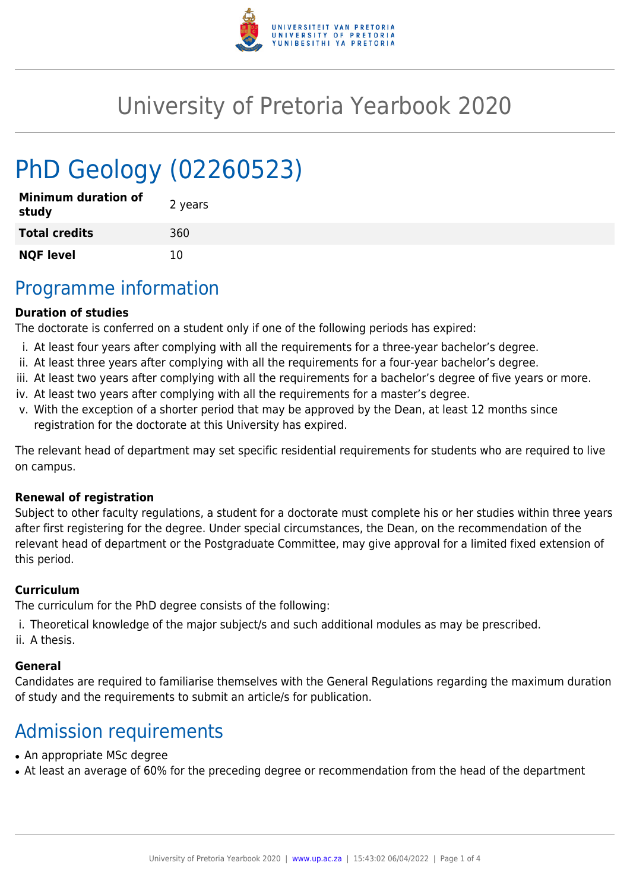# University of Pretoria Yearbook 2020

## PhD Geology (02260523)

| | |
|---|---|
| **Minimum duration of study** | 2 years |
| **Total credits** | 360 |
| **NQF level** | 10 |

## Programme information

**Duration of studies**

The doctorate is conferred on a student only if one of the following periods has expired:

i. At least four years after complying with all the requirements for a three-year bachelor's degree.
ii. At least three years after complying with all the requirements for a four-year bachelor's degree.
iii. At least two years after complying with all the requirements for a bachelor's degree of five years or more.
iv. At least two years after complying with all the requirements for a master's degree.
v. With the exception of a shorter period that may be approved by the Dean, at least 12 months since registration for the doctorate at this University has expired.

The relevant head of department may set specific residential requirements for students who are required to live on campus.

**Renewal of registration**

Subject to other faculty regulations, a student for a doctorate must complete his or her studies within three years after first registering for the degree. Under special circumstances, the Dean, on the recommendation of the relevant head of department or the Postgraduate Committee, may give approval for a limited fixed extension of this period.

**Curriculum**

The curriculum for the PhD degree consists of the following:

i. Theoretical knowledge of the major subject/s and such additional modules as may be prescribed.
ii. A thesis.

**General**

Candidates are required to familiarise themselves with the General Regulations regarding the maximum duration of study and the requirements to submit an article/s for publication.

## Admission requirements

- An appropriate MSc degree
- At least an average of 60% for the preceding degree or recommendation from the head of the department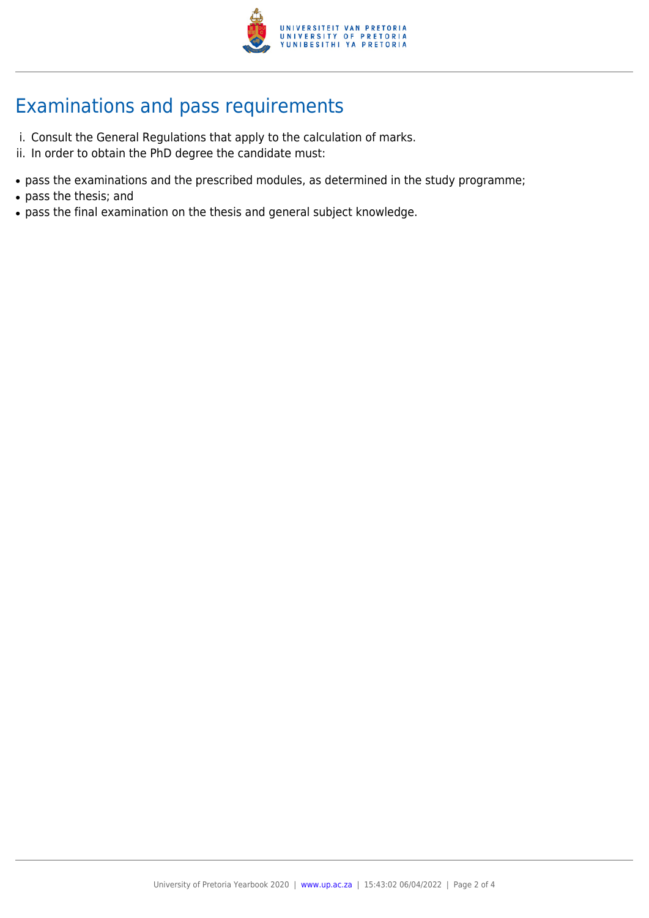## Examinations and pass requirements

i. Consult the General Regulations that apply to the calculation of marks.
ii. In order to obtain the PhD degree the candidate must:

- pass the examinations and the prescribed modules, as determined in the study programme;
- pass the thesis; and
- pass the final examination on the thesis and general subject knowledge.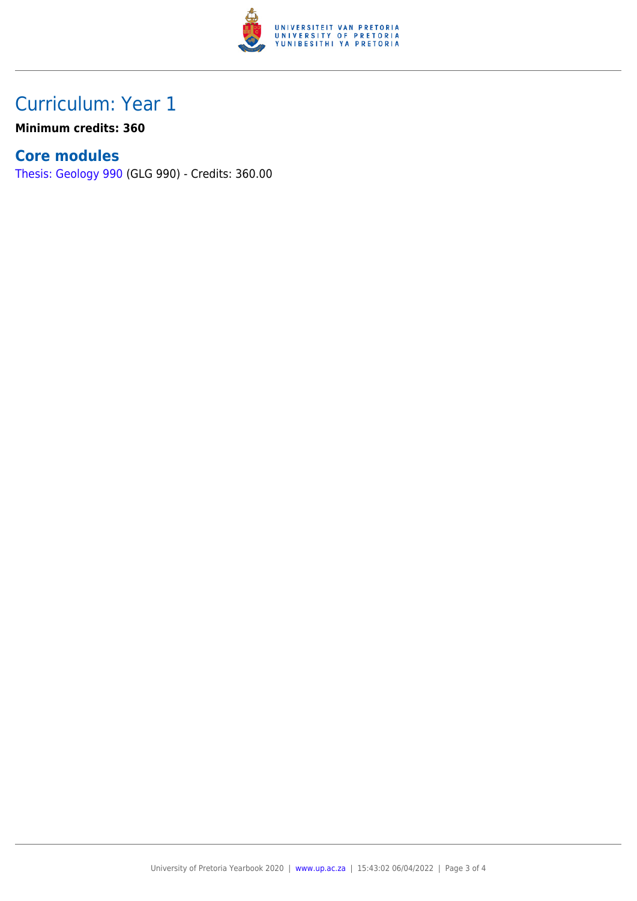# Curriculum: Year 1

**Minimum credits: 360**

## Core modules

Thesis: Geology 990 (GLG 990) - Credits: 360.00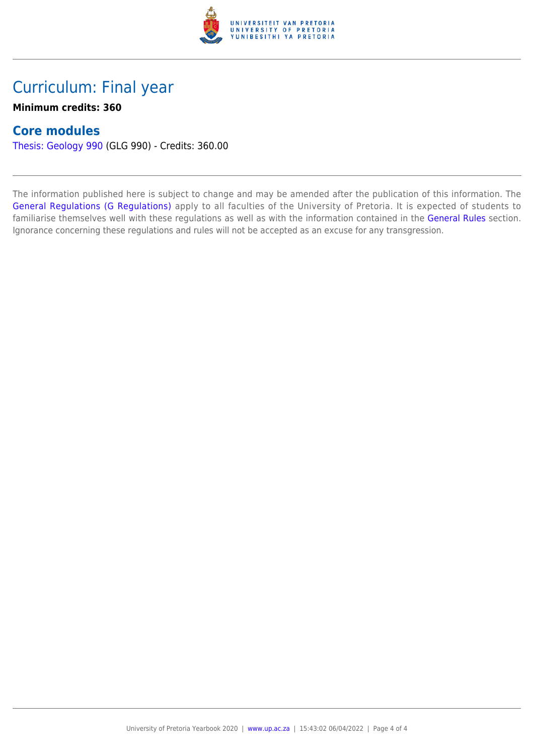# Curriculum: Final year

**Minimum credits: 360**

## Core modules

Thesis: Geology 990 (GLG 990) - Credits: 360.00

The information published here is subject to change and may be amended after the publication of this information. The General Regulations (G Regulations) apply to all faculties of the University of Pretoria. It is expected of students to familiarise themselves well with these regulations as well as with the information contained in the General Rules section. Ignorance concerning these regulations and rules will not be accepted as an excuse for any transgression.